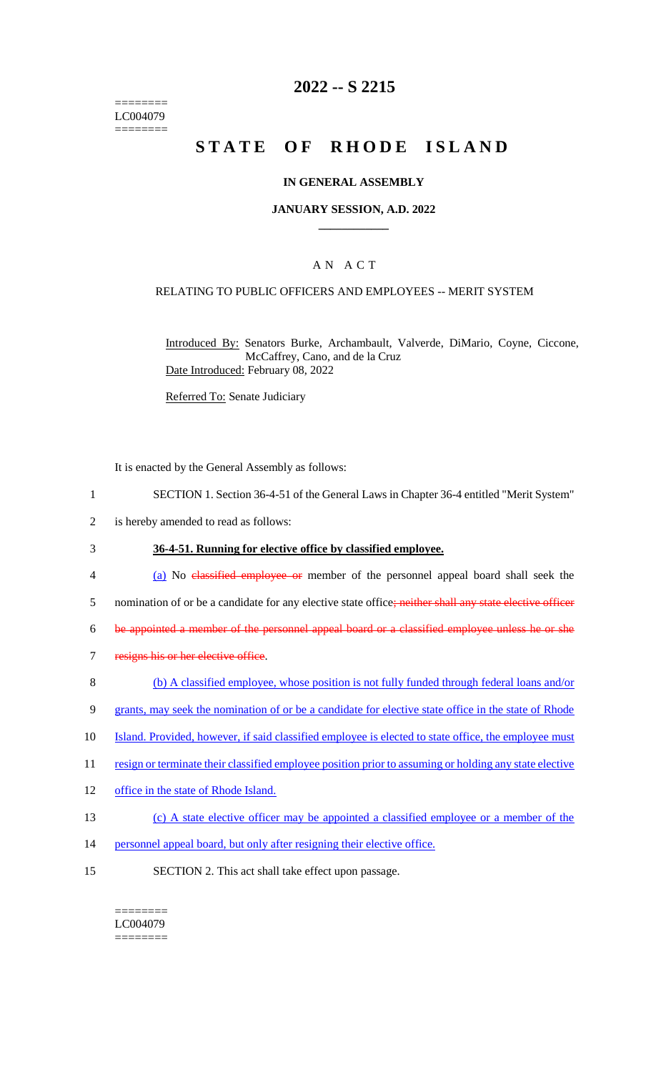========
LC004079
========

# 2022 -- S 2215

# STATE OF RHODE ISLAND

### IN GENERAL ASSEMBLY

### JANUARY SESSION, A.D. 2022

### A N A C T

RELATING TO PUBLIC OFFICERS AND EMPLOYEES -- MERIT SYSTEM

Introduced By: Senators Burke, Archambault, Valverde, DiMario, Coyne, Ciccone, McCaffrey, Cano, and de la Cruz
Date Introduced: February 08, 2022

Referred To: Senate Judiciary

It is enacted by the General Assembly as follows:

1 SECTION 1. Section 36-4-51 of the General Laws in Chapter 36-4 entitled "Merit System"
2 is hereby amended to read as follows:

3 **36-4-51. Running for elective office by classified employee.**

4 (a) No ~~classified employee or~~ member of the personnel appeal board shall seek the
5 nomination of or be a candidate for any elective state office~~; neither shall any state elective officer~~
6 ~~be appointed a member of the personnel appeal board or a classified employee unless he or she~~
7 ~~resigns his or her elective office~~.
8 (b) A classified employee, whose position is not fully funded through federal loans and/or
9 grants, may seek the nomination of or be a candidate for elective state office in the state of Rhode
10 Island. Provided, however, if said classified employee is elected to state office, the employee must
11 resign or terminate their classified employee position prior to assuming or holding any state elective
12 office in the state of Rhode Island.
13 (c) A state elective officer may be appointed a classified employee or a member of the
14 personnel appeal board, but only after resigning their elective office.
15 SECTION 2. This act shall take effect upon passage.

========
LC004079
========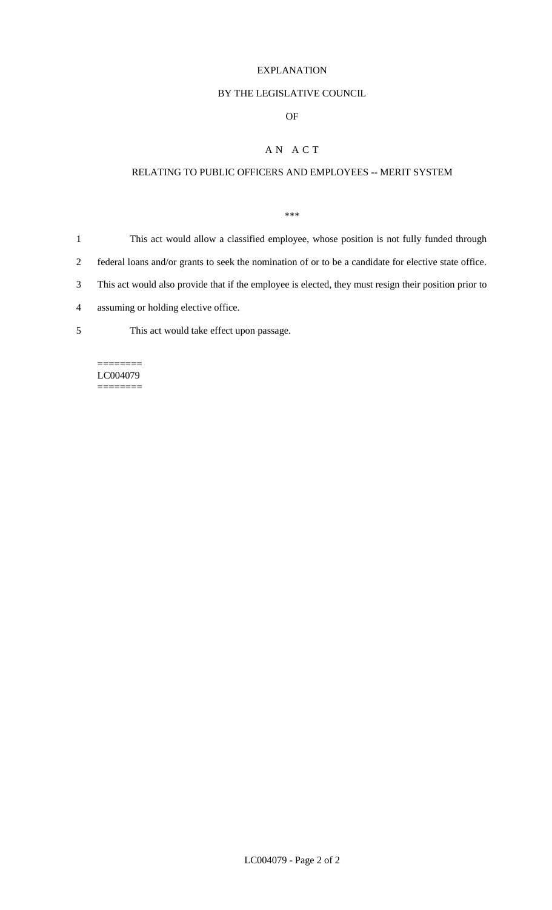EXPLANATION

BY THE LEGISLATIVE COUNCIL

OF

A N A C T

RELATING TO PUBLIC OFFICERS AND EMPLOYEES -- MERIT SYSTEM

\*\*\*

This act would allow a classified employee, whose position is not fully funded through federal loans and/or grants to seek the nomination of or to be a candidate for elective state office. This act would also provide that if the employee is elected, they must resign their position prior to assuming or holding elective office.

This act would take effect upon passage.

========
LC004079
========